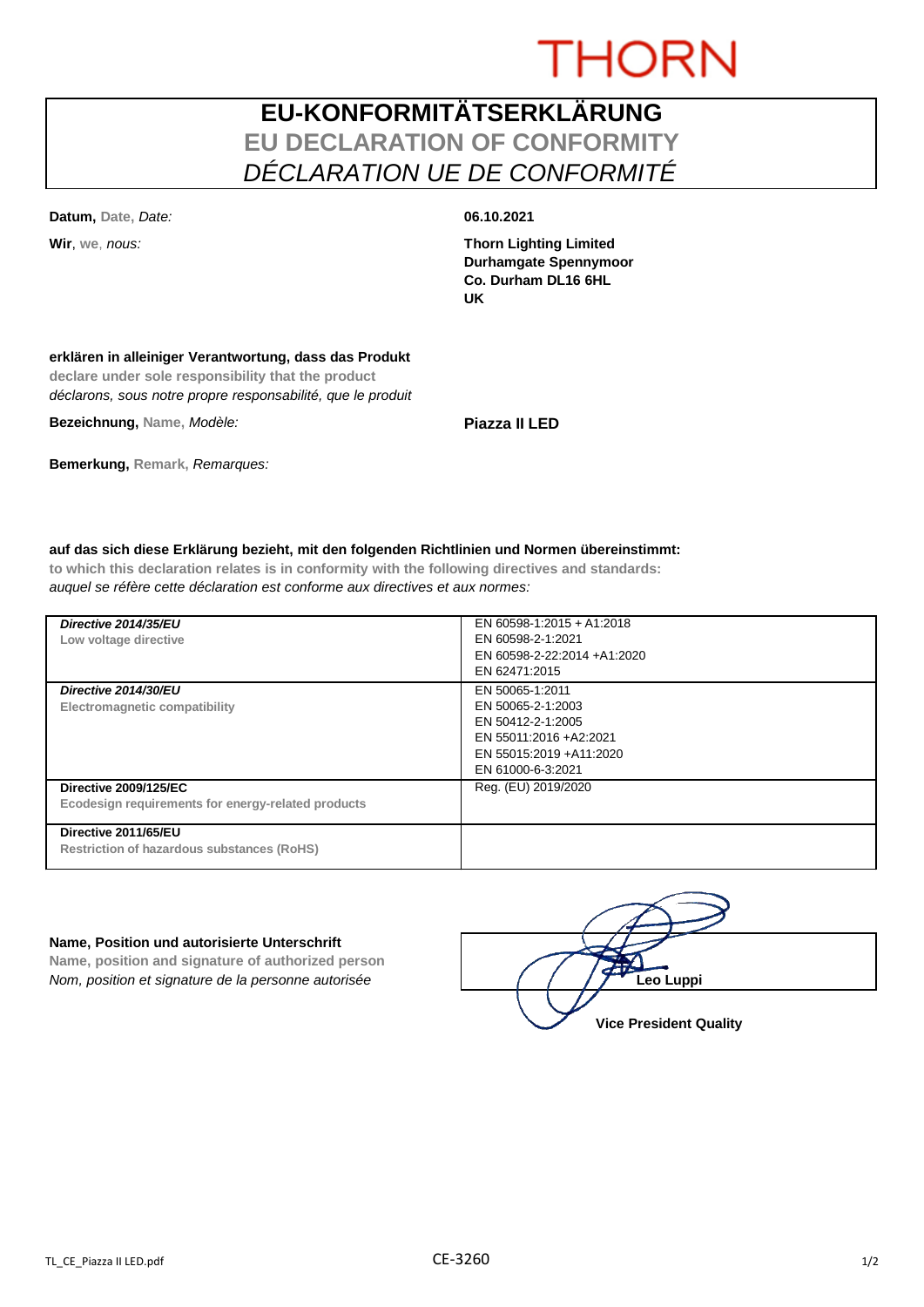THORN

# EU-KONFORMITÄTSERKLÄRUNG
## EU DECLARATION OF CONFORMITY
## *DÉCLARATION UE DE CONFORMITÉ*

**Datum,** Date, *Date:* **06.10.2021**

**Wir**, we, *nous:*

**Thorn Lighting Limited**
**Durhamgate Spennymoor**
**Co. Durham DL16 6HL**
**UK**

**erklären in alleiniger Verantwortung, dass das Produkt**
**declare under sole responsibility that the product**
*déclarons, sous notre propre responsabilité, que le produit*

**Bezeichnung,** Name, *Modèle:* **Piazza II LED**

**Bemerkung,** Remark, *Remarques:*

**auf das sich diese Erklärung bezieht, mit den folgenden Richtlinien und Normen übereinstimmt:**
**to which this declaration relates is in conformity with the following directives and standards:**
*auquel se réfère cette déclaration est conforme aux directives et aux normes:*

| Directive | Standards |
|---|---|
| ***Directive 2014/35/EU***<br>**Low voltage directive** | EN 60598-1:2015 + A1:2018<br>EN 60598-2-1:2021<br>EN 60598-2-22:2014 +A1:2020<br>EN 62471:2015 |
| ***Directive 2014/30/EU***<br>**Electromagnetic compatibility** | EN 50065-1:2011<br>EN 50065-2-1:2003<br>EN 50412-2-1:2005<br>EN 55011:2016 +A2:2021<br>EN 55015:2019 +A11:2020<br>EN 61000-6-3:2021 |
| **Directive 2009/125/EC**<br>**Ecodesign requirements for energy-related products** | Reg. (EU) 2019/2020 |
| **Directive 2011/65/EU**<br>**Restriction of hazardous substances (RoHS)** | |

**Name, Position und autorisierte Unterschrift**
**Name, position and signature of authorized person**
*Nom, position et signature de la personne autorisée*

**Leo Luppi**
**Vice President Quality**

TL_CE_Piazza II LED.pdf CE-3260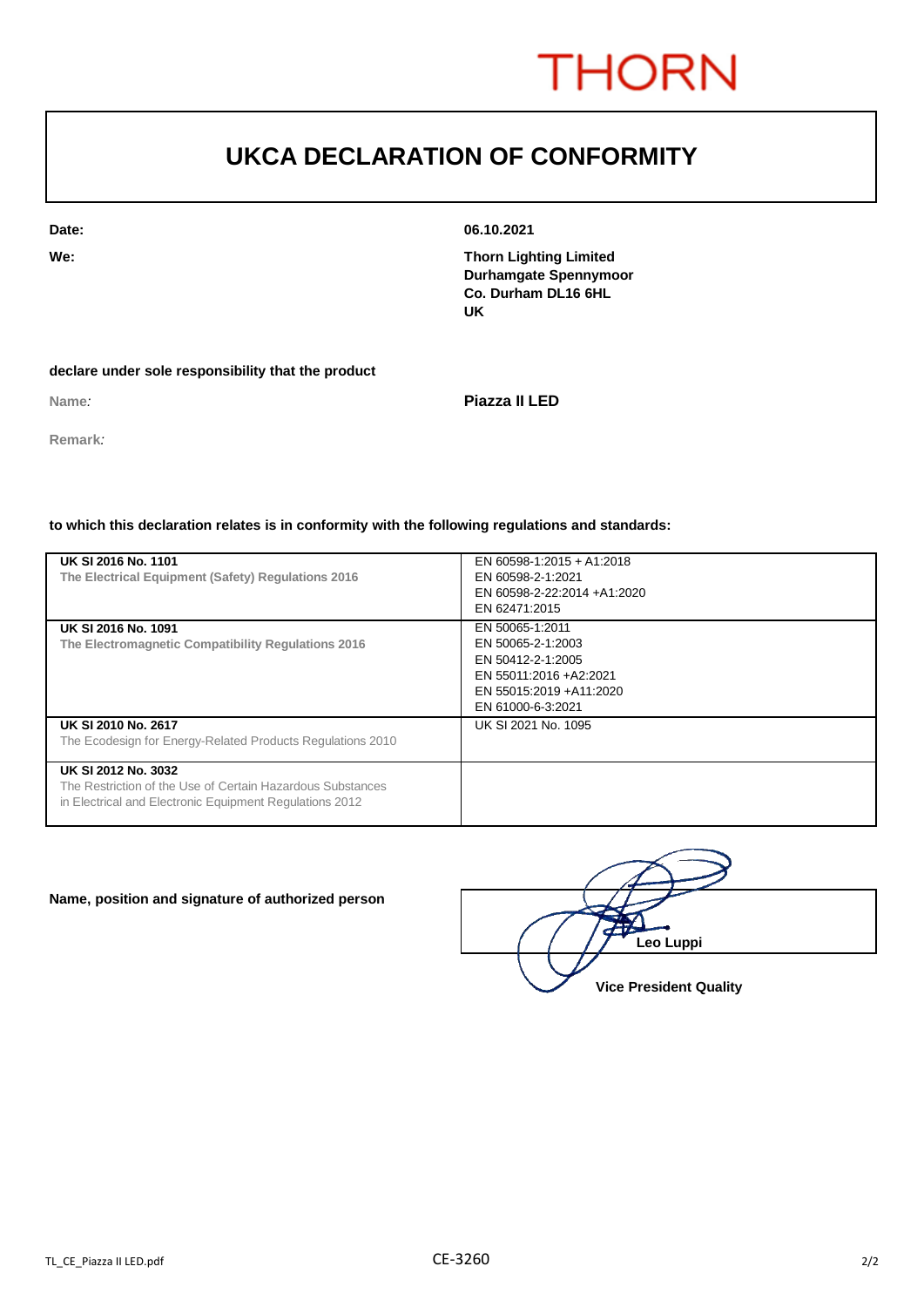THORN

# UKCA DECLARATION OF CONFORMITY

**Date:** **06.10.2021**

**We:** **Thorn Lighting Limited**
**Durhamgate Spennymoor**
**Co. Durham DL16 6HL**
**UK**

**declare under sole responsibility that the product**

**Name:** **Piazza II LED**

**Remark:**

**to which this declaration relates is in conformity with the following regulations and standards:**

| | |
|---|---|
| **UK SI 2016 No. 1101**<br>**The Electrical Equipment (Safety) Regulations 2016** | EN 60598-1:2015 + A1:2018<br>EN 60598-2-1:2021<br>EN 60598-2-22:2014 +A1:2020<br>EN 62471:2015 |
| **UK SI 2016 No. 1091**<br>**The Electromagnetic Compatibility Regulations 2016** | EN 50065-1:2011<br>EN 50065-2-1:2003<br>EN 50412-2-1:2005<br>EN 55011:2016 +A2:2021<br>EN 55015:2019 +A11:2020<br>EN 61000-6-3:2021 |
| **UK SI 2010 No. 2617**<br>The Ecodesign for Energy-Related Products Regulations 2010 | UK SI 2021 No. 1095 |
| **UK SI 2012 No. 3032**<br>The Restriction of the Use of Certain Hazardous Substances in Electrical and Electronic Equipment Regulations 2012 | |

**Name, position and signature of authorized person**

**Leo Luppi**

**Vice President Quality**

TL_CE_Piazza II LED.pdf

CE-3260